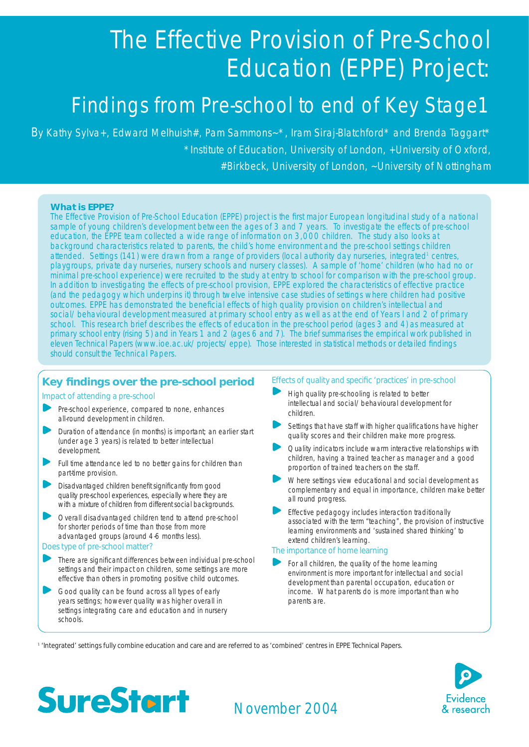# The Effective Provision of Pre-School Education (EPPE) Project:

## Findings from Pre-school to end of Key Stage1

By Kathy Sylva+, Edward Melhuish#, Pam Sammons~*, Iram Siraj-Blatchford* and Brenda Taggart*

*Institute of Education, University of London, +University of Oxford, #Birkbeck, University of London, ~University of Nottingham

**What is EPPE?**

The Effective Provision of Pre-School Education (EPPE) project is the first major European longitudinal study of a national sample of young children's development between the ages of 3 and 7 years. To investigate the effects of pre-school education, the EPPE team collected a wide range of information on 3,000 children. The study also looks at background characteristics related to parents, the child's home environment and the pre-school settings children attended. Settings (141) were drawn from a range of providers (local authority day nurseries, integrated[1] centres, playgroups, private day nurseries, nursery schools and nursery classes). A sample of 'home' children (who had no or minimal pre-school experience) were recruited to the study at entry to school for comparison with the pre-school group. In addition to investigating the effects of pre-school provision, EPPE explored the characteristics of effective practice (and the pedagogy which underpins it) through twelve intensive case studies of settings where children had positive outcomes. EPPE has demonstrated the beneficial effects of high quality provision on children's intellectual and social/behavioural development measured at primary school entry as well as at the end of Years I and 2 of primary school. This research brief describes the effects of education in the pre-school period (ages 3 and 4) as measured at primary school entry (rising 5) and in Years 1 and 2 (ages 6 and 7). The brief summarises the empirical work published in eleven Technical Papers (www.ioe.ac.uk/projects/eppe). Those interested in statistical methods or detailed findings should consult the Technical Papers.

## Key findings over the pre-school period

### Impact of attending a pre-school

- Pre-school experience, compared to none, enhances all-round development in children.
- Duration of attendance (in months) is important; an earlier start (under age 3 years) is related to better intellectual development.
- Full time attendance led to no better gains for children than part-time provision.
- Disadvantaged children benefit significantly from good quality pre-school experiences, especially where they are with a mixture of children from different social backgrounds.
- Overall disadvantaged children tend to attend pre-school for shorter periods of time than those from more advantaged groups (around 4-6 months less).

### Does type of pre-school matter?

- There are significant differences between individual pre-school settings and their impact on children, some settings are more effective than others in promoting positive child outcomes.
- Good quality can be found across all types of early years settings; however quality was higher overall in settings integrating care and education and in nursery schools.

### Effects of quality and specific 'practices' in pre-school

- High quality pre-schooling is related to better intellectual and social/behavioural development for children.
- Settings that have staff with higher qualifications have higher quality scores and their children make more progress.
- Quality indicators include warm interactive relationships with children, having a trained teacher as manager and a good proportion of trained teachers on the staff.
- Where settings view educational and social development as complementary and equal in importance, children make better all round progress.
- Effective pedagogy includes interaction traditionally associated with the term "teaching", the provision of instructive learning environments and 'sustained shared thinking' to extend children's learning.

### The importance of home learning

- For all children, the quality of the home learning environment is more important for intellectual and social development than parental occupation, education or income. What parents do is more important than who parents are.

[1] 'Integrated' settings fully combine education and care and are referred to as 'combined' centres in EPPE Technical Papers.

SureStart

November 2004

Evidence & research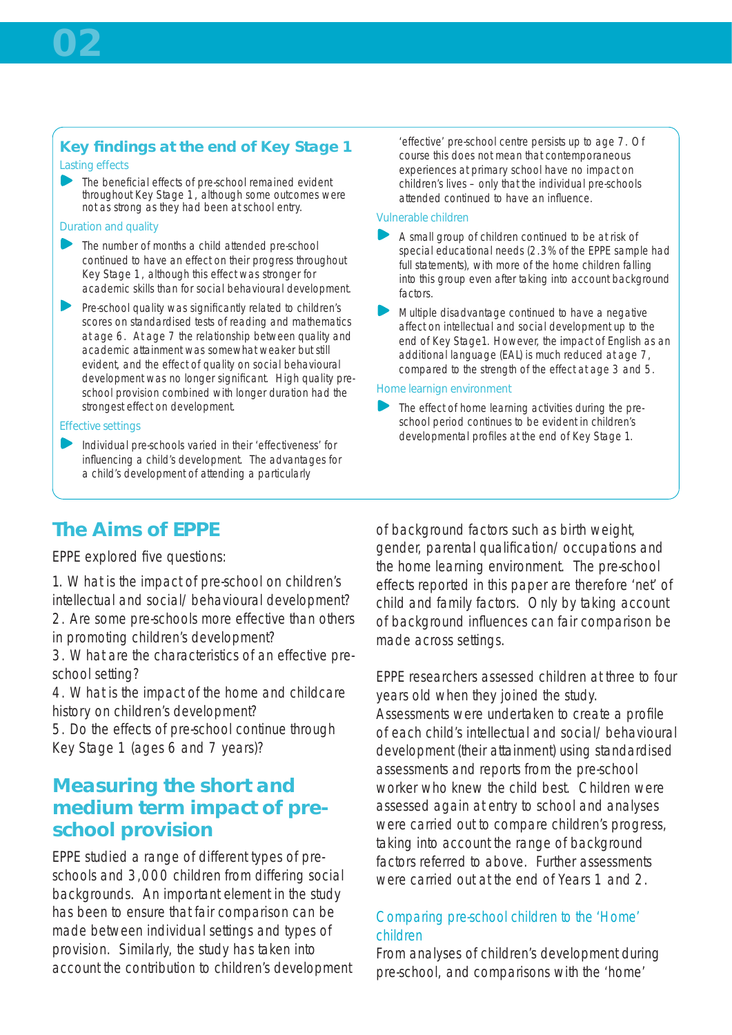## Key findings at the end of Key Stage 1

### Lasting effects

- The beneficial effects of pre-school remained evident throughout Key Stage 1, although some outcomes were not as strong as they had been at school entry.

### Duration and quality

- The number of months a child attended pre-school continued to have an effect on their progress throughout Key Stage 1, although this effect was stronger for academic skills than for social behavioural development.
- Pre-school quality was significantly related to children's scores on standardised tests of reading and mathematics at age 6. At age 7 the relationship between quality and academic attainment was somewhat weaker but still evident, and the effect of quality on social behavioural development was no longer significant. High quality pre-school provision combined with longer duration had the strongest effect on development.

### Effective settings

- Individual pre-schools varied in their 'effectiveness' for influencing a child's development. The advantages for a child's development of attending a particularly 'effective' pre-school centre persists up to age 7. Of course this does not mean that contemporaneous experiences at primary school have no impact on children's lives – only that the individual pre-schools attended continued to have an influence.

### Vulnerable children

- A small group of children continued to be at risk of special educational needs (2.3% of the EPPE sample had full statements), with more of the home children falling into this group even after taking into account background factors.
- Multiple disadvantage continued to have a negative affect on intellectual and social development up to the end of Key Stage1. However, the impact of English as an additional language (EAL) is much reduced at age 7, compared to the strength of the effect at age 3 and 5.

### Home learnign environment

- The effect of home learning activities during the pre-school period continues to be evident in children's developmental profiles at the end of Key Stage 1.

## The Aims of EPPE

EPPE explored five questions:

1. What is the impact of pre-school on children's intellectual and social/ behavioural development?
2. Are some pre-schools more effective than others in promoting children's development?
3. What are the characteristics of an effective pre-school setting?
4. What is the impact of the home and childcare history on children's development?
5. Do the effects of pre-school continue through Key Stage 1 (ages 6 and 7 years)?

## Measuring the short and medium term impact of pre-school provision

EPPE studied a range of different types of pre-schools and 3,000 children from differing social backgrounds. An important element in the study has been to ensure that fair comparison can be made between individual settings and types of provision. Similarly, the study has taken into account the contribution to children's development of background factors such as birth weight, gender, parental qualification/ occupations and the home learning environment. The pre-school effects reported in this paper are therefore 'net' of child and family factors. Only by taking account of background influences can fair comparison be made across settings.

EPPE researchers assessed children at three to four years old when they joined the study. Assessments were undertaken to create a profile of each child's intellectual and social/ behavioural development (their attainment) using standardised assessments and reports from the pre-school worker who knew the child best. Children were assessed again at entry to school and analyses were carried out to compare children's progress, taking into account the range of background factors referred to above. Further assessments were carried out at the end of Years 1 and 2.

### Comparing pre-school children to the 'Home' children

From analyses of children's development during pre-school, and comparisons with the 'home'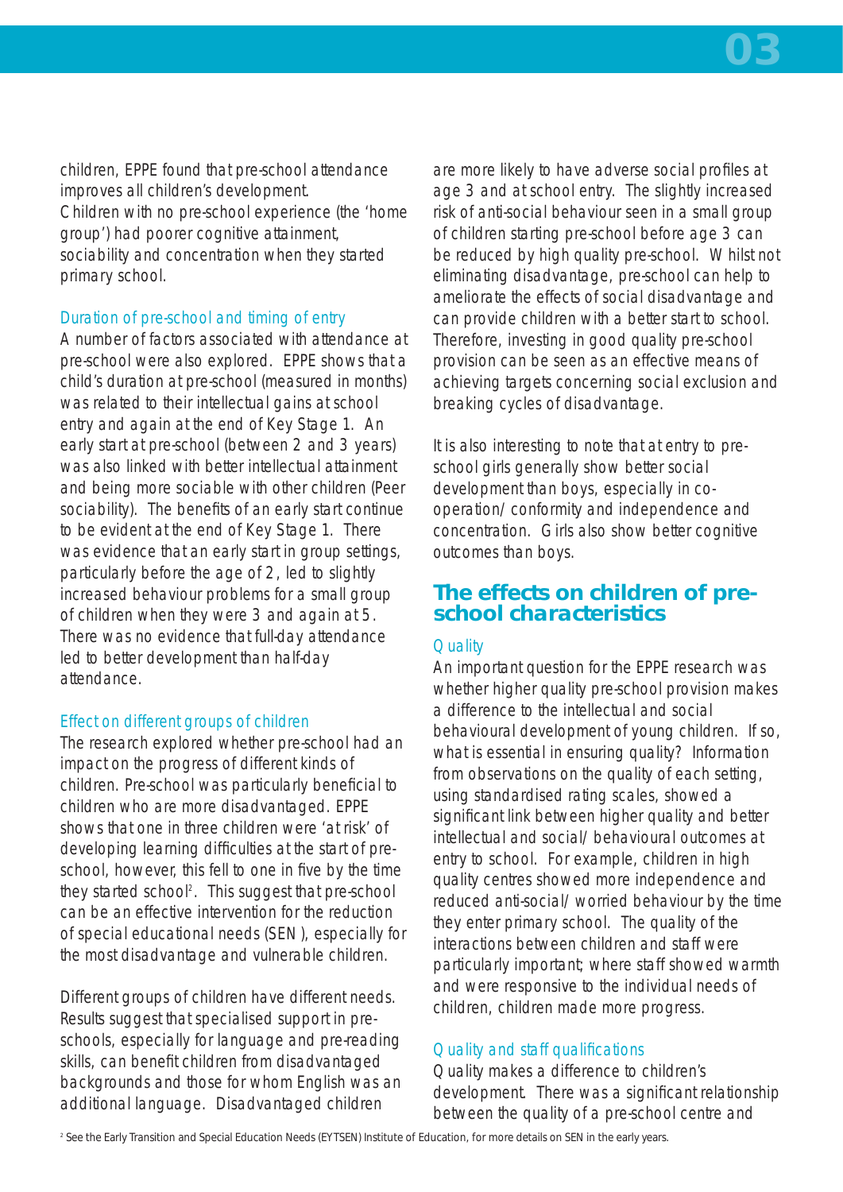children, EPPE found that pre-school attendance improves all children's development. Children with no pre-school experience (the 'home group') had poorer cognitive attainment, sociability and concentration when they started primary school.

### Duration of pre-school and timing of entry

A number of factors associated with attendance at pre-school were also explored. EPPE shows that a child's duration at pre-school (measured in months) was related to their intellectual gains at school entry and again at the end of Key Stage 1. An early start at pre-school (between 2 and 3 years) was also linked with better intellectual attainment and being more sociable with other children (Peer sociability). The benefits of an early start continue to be evident at the end of Key Stage 1. There was evidence that an early start in group settings, particularly before the age of 2, led to slightly increased behaviour problems for a small group of children when they were 3 and again at 5. There was no evidence that full-day attendance led to better development than half-day attendance.

### Effect on different groups of children

The research explored whether pre-school had an impact on the progress of different kinds of children. Pre-school was particularly beneficial to children who are more disadvantaged. EPPE shows that one in three children were 'at risk' of developing learning difficulties at the start of pre-school, however, this fell to one in five by the time they started school[2]. This suggest that pre-school can be an effective intervention for the reduction of special educational needs (SEN), especially for the most disadvantage and vulnerable children.

Different groups of children have different needs. Results suggest that specialised support in pre-schools, especially for language and pre-reading skills, can benefit children from disadvantaged backgrounds and those for whom English was an additional language. Disadvantaged children are more likely to have adverse social profiles at age 3 and at school entry. The slightly increased risk of anti-social behaviour seen in a small group of children starting pre-school before age 3 can be reduced by high quality pre-school. Whilst not eliminating disadvantage, pre-school can help to ameliorate the effects of social disadvantage and can provide children with a better start to school. Therefore, investing in good quality pre-school provision can be seen as an effective means of achieving targets concerning social exclusion and breaking cycles of disadvantage.

It is also interesting to note that at entry to pre-school girls generally show better social development than boys, especially in co-operation/ conformity and independence and concentration. Girls also show better cognitive outcomes than boys.

## The effects on children of pre-school characteristics

### Quality

An important question for the EPPE research was whether higher quality pre-school provision makes a difference to the intellectual and social behavioural development of young children. If so, what is essential in ensuring quality? Information from observations on the quality of each setting, using standardised rating scales, showed a significant link between higher quality and better intellectual and social/ behavioural outcomes at entry to school. For example, children in high quality centres showed more independence and reduced anti-social/ worried behaviour by the time they enter primary school. The quality of the interactions between children and staff were particularly important; where staff showed warmth and were responsive to the individual needs of children, children made more progress.

### Quality and staff qualifications

Quality makes a difference to children's development. There was a significant relationship between the quality of a pre-school centre and

[2] See the Early Transition and Special Education Needs (EYTSEN) Institute of Education, for more details on SEN in the early years.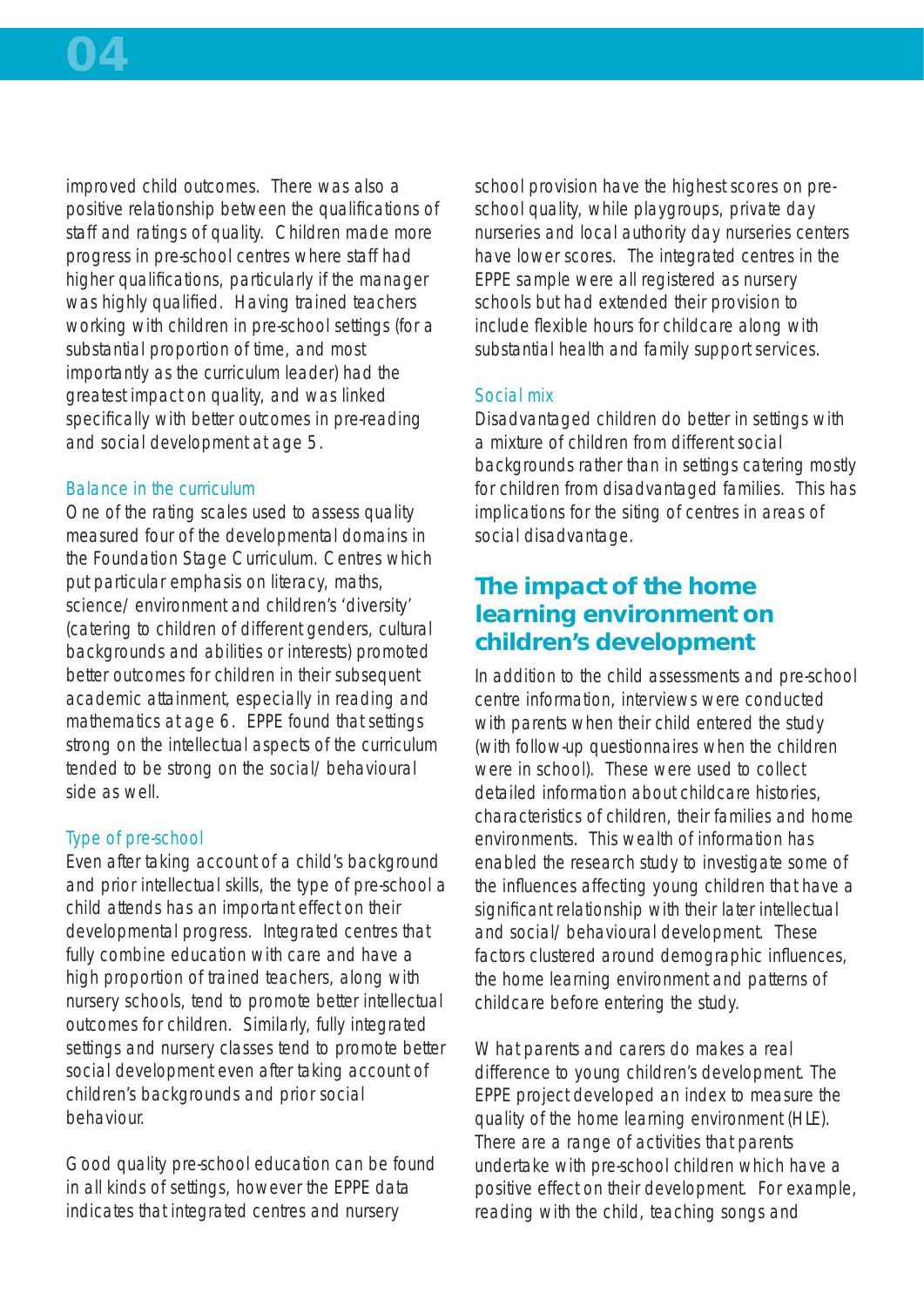improved child outcomes. There was also a positive relationship between the qualifications of staff and ratings of quality. Children made more progress in pre-school centres where staff had higher qualifications, particularly if the manager was highly qualified. Having trained teachers working with children in pre-school settings (for a substantial proportion of time, and most importantly as the curriculum leader) had the greatest impact on quality, and was linked specifically with better outcomes in pre-reading and social development at age 5.

### Balance in the curriculum

One of the rating scales used to assess quality measured four of the developmental domains in the Foundation Stage Curriculum. Centres which put particular emphasis on literacy, maths, science/ environment and children's 'diversity' (catering to children of different genders, cultural backgrounds and abilities or interests) promoted better outcomes for children in their subsequent academic attainment, especially in reading and mathematics at age 6. EPPE found that settings strong on the intellectual aspects of the curriculum tended to be strong on the social/ behavioural side as well.

### Type of pre-school

Even after taking account of a child's background and prior intellectual skills, the type of pre-school a child attends has an important effect on their developmental progress. Integrated centres that fully combine education with care and have a high proportion of trained teachers, along with nursery schools, tend to promote better intellectual outcomes for children. Similarly, fully integrated settings and nursery classes tend to promote better social development even after taking account of children's backgrounds and prior social behaviour.

Good quality pre-school education can be found in all kinds of settings, however the EPPE data indicates that integrated centres and nursery school provision have the highest scores on pre-school quality, while playgroups, private day nurseries and local authority day nurseries centers have lower scores. The integrated centres in the EPPE sample were all registered as nursery schools but had extended their provision to include flexible hours for childcare along with substantial health and family support services.

### Social mix

Disadvantaged children do better in settings with a mixture of children from different social backgrounds rather than in settings catering mostly for children from disadvantaged families. This has implications for the siting of centres in areas of social disadvantage.

## The impact of the home learning environment on children's development

In addition to the child assessments and pre-school centre information, interviews were conducted with parents when their child entered the study (with follow-up questionnaires when the children were in school). These were used to collect detailed information about childcare histories, characteristics of children, their families and home environments. This wealth of information has enabled the research study to investigate some of the influences affecting young children that have a significant relationship with their later intellectual and social/ behavioural development. These factors clustered around demographic influences, the home learning environment and patterns of childcare before entering the study.

What parents and carers do makes a real difference to young children's development. The EPPE project developed an index to measure the quality of the home learning environment (HLE). There are a range of activities that parents undertake with pre-school children which have a positive effect on their development. For example, reading with the child, teaching songs and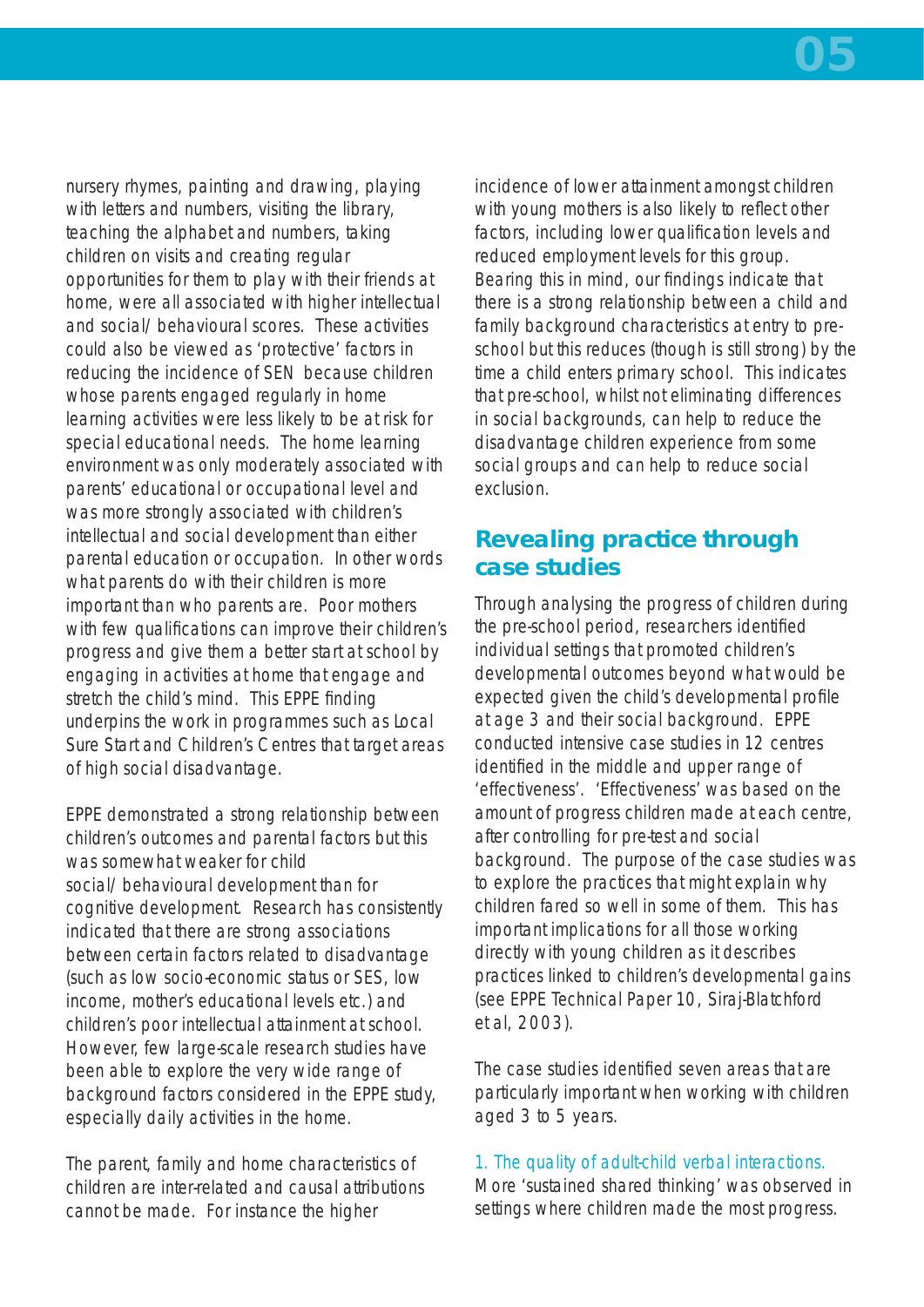nursery rhymes, painting and drawing, playing with letters and numbers, visiting the library, teaching the alphabet and numbers, taking children on visits and creating regular opportunities for them to play with their friends at home, were all associated with higher intellectual and social/ behavioural scores. These activities could also be viewed as 'protective' factors in reducing the incidence of SEN because children whose parents engaged regularly in home learning activities were less likely to be at risk for special educational needs. The home learning environment was only moderately associated with parents' educational or occupational level and was more strongly associated with children's intellectual and social development than either parental education or occupation. In other words what parents do with their children is more important than who parents are. Poor mothers with few qualifications can improve their children's progress and give them a better start at school by engaging in activities at home that engage and stretch the child's mind. This EPPE finding underpins the work in programmes such as Local Sure Start and Children's Centres that target areas of high social disadvantage.

EPPE demonstrated a strong relationship between children's outcomes and parental factors but this was somewhat weaker for child social/ behavioural development than for cognitive development. Research has consistently indicated that there are strong associations between certain factors related to disadvantage (such as low socio-economic status or SES, low income, mother's educational levels etc.) and children's poor intellectual attainment at school. However, few large-scale research studies have been able to explore the very wide range of background factors considered in the EPPE study, especially daily activities in the home.

The parent, family and home characteristics of children are inter-related and causal attributions cannot be made. For instance the higher incidence of lower attainment amongst children with young mothers is also likely to reflect other factors, including lower qualification levels and reduced employment levels for this group. Bearing this in mind, our findings indicate that there is a strong relationship between a child and family background characteristics at entry to pre-school but this reduces (though is still strong) by the time a child enters primary school. This indicates that pre-school, whilst not eliminating differences in social backgrounds, can help to reduce the disadvantage children experience from some social groups and can help to reduce social exclusion.

## Revealing practice through case studies

Through analysing the progress of children during the pre-school period, researchers identified individual settings that promoted children's developmental outcomes beyond what would be expected given the child's developmental profile at age 3 and their social background. EPPE conducted intensive case studies in 12 centres identified in the middle and upper range of 'effectiveness'. 'Effectiveness' was based on the amount of progress children made at each centre, after controlling for pre-test and social background. The purpose of the case studies was to explore the practices that might explain why children fared so well in some of them. This has important implications for all those working directly with young children as it describes practices linked to children's developmental gains (see EPPE Technical Paper 10, Siraj-Blatchford et al, 2003).

The case studies identified seven areas that are particularly important when working with children aged 3 to 5 years.

1. The quality of adult-child verbal interactions.
More 'sustained shared thinking' was observed in settings where children made the most progress.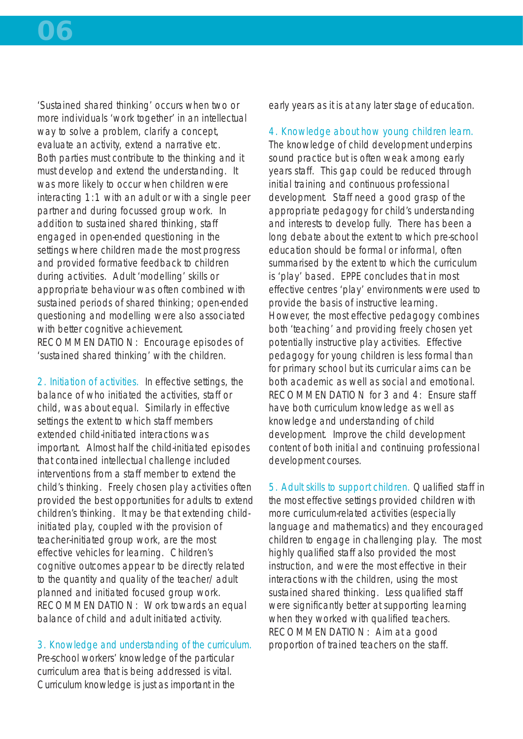'Sustained shared thinking' occurs when two or more individuals 'work together' in an intellectual way to solve a problem, clarify a concept, evaluate an activity, extend a narrative etc. Both parties must contribute to the thinking and it must develop and extend the understanding. It was more likely to occur when children were interacting 1:1 with an adult or with a single peer partner and during focussed group work. In addition to sustained shared thinking, staff engaged in open-ended questioning in the settings where children made the most progress and provided formative feedback to children during activities. Adult 'modelling' skills or appropriate behaviour was often combined with sustained periods of shared thinking; open-ended questioning and modelling were also associated with better cognitive achievement.
RECOMMENDATION: Encourage episodes of 'sustained shared thinking' with the children.

**2. Initiation of activities.** In effective settings, the balance of who initiated the activities, staff or child, was about equal. Similarly in effective settings the extent to which staff members extended child-initiated interactions was important. Almost half the child-initiated episodes that contained intellectual challenge included interventions from a staff member to extend the child's thinking. Freely chosen play activities often provided the best opportunities for adults to extend children's thinking. It may be that extending child-initiated play, coupled with the provision of teacher-initiated group work, are the most effective vehicles for learning. Children's cognitive outcomes appear to be directly related to the quantity and quality of the teacher/ adult planned and initiated focused group work.
RECOMMENDATION: Work towards an equal balance of child and adult initiated activity.

**3. Knowledge and understanding of the curriculum.** Pre-school workers' knowledge of the particular curriculum area that is being addressed is vital. Curriculum knowledge is just as important in the early years as it is at any later stage of education.

**4. Knowledge about how young children learn.** The knowledge of child development underpins sound practice but is often weak among early years staff. This gap could be reduced through initial training and continuous professional development. Staff need a good grasp of the appropriate pedagogy for child's understanding and interests to develop fully. There has been a long debate about the extent to which pre-school education should be formal or informal, often summarised by the extent to which the curriculum is 'play' based. EPPE concludes that in most effective centres 'play' environments were used to provide the basis of instructive learning. However, the most effective pedagogy combines both 'teaching' and providing freely chosen yet potentially instructive play activities. Effective pedagogy for young children is less formal than for primary school but its curricular aims can be both academic as well as social and emotional.
RECOMMENDATION for 3 and 4: Ensure staff have both curriculum knowledge as well as knowledge and understanding of child development. Improve the child development content of both initial and continuing professional development courses.

**5. Adult skills to support children.** Qualified staff in the most effective settings provided children with more curriculum-related activities (especially language and mathematics) and they encouraged children to engage in challenging play. The most highly qualified staff also provided the most instruction, and were the most effective in their interactions with the children, using the most sustained shared thinking. Less qualified staff were significantly better at supporting learning when they worked with qualified teachers.
RECOMMENDATION: Aim at a good proportion of trained teachers on the staff.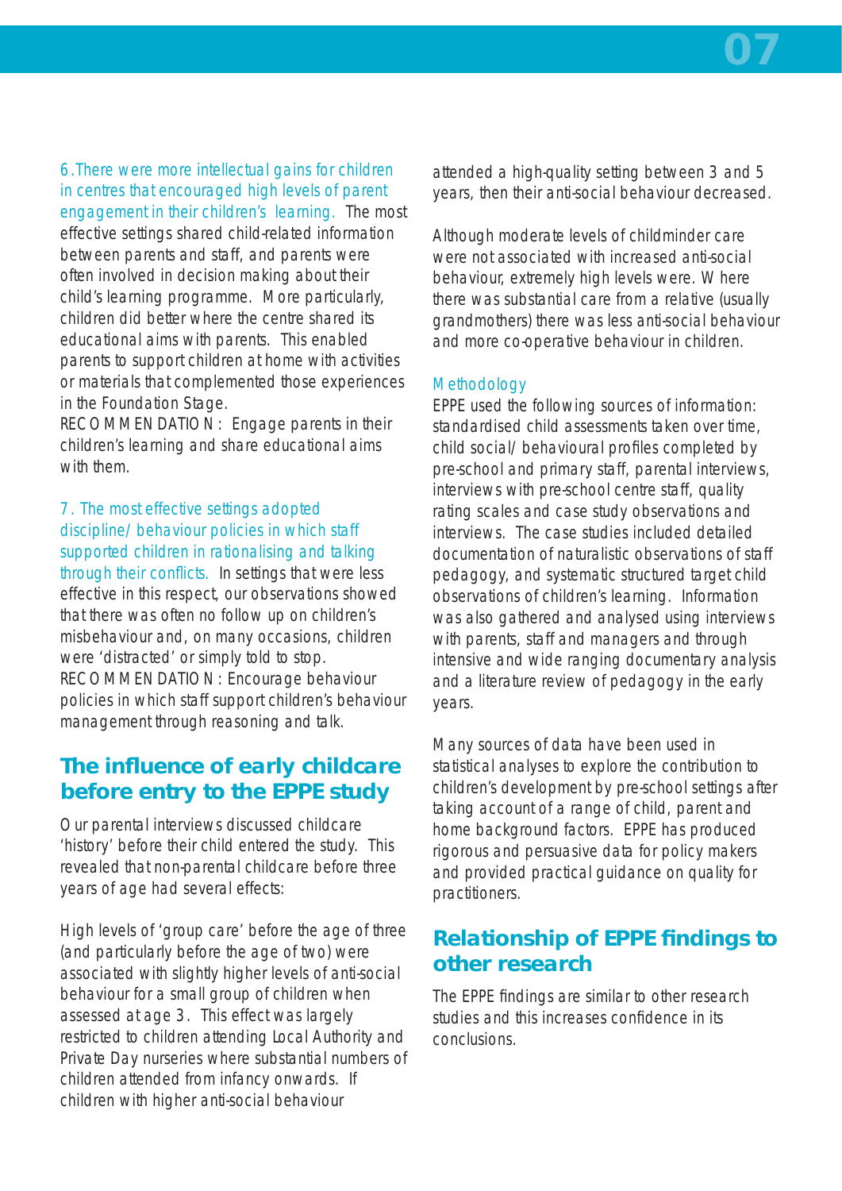6.There were more intellectual gains for children in centres that encouraged high levels of parent engagement in their children's learning. The most effective settings shared child-related information between parents and staff, and parents were often involved in decision making about their child's learning programme. More particularly, children did better where the centre shared its educational aims with parents. This enabled parents to support children at home with activities or materials that complemented those experiences in the Foundation Stage.
RECOMMENDATION: Engage parents in their children's learning and share educational aims with them.

7. The most effective settings adopted discipline/ behaviour policies in which staff supported children in rationalising and talking through their conflicts. In settings that were less effective in this respect, our observations showed that there was often no follow up on children's misbehaviour and, on many occasions, children were 'distracted' or simply told to stop.
RECOMMENDATION: Encourage behaviour policies in which staff support children's behaviour management through reasoning and talk.

## The influence of early childcare before entry to the EPPE study

Our parental interviews discussed childcare 'history' before their child entered the study. This revealed that non-parental childcare before three years of age had several effects:

High levels of 'group care' before the age of three (and particularly before the age of two) were associated with slightly higher levels of anti-social behaviour for a small group of children when assessed at age 3. This effect was largely restricted to children attending Local Authority and Private Day nurseries where substantial numbers of children attended from infancy onwards. If children with higher anti-social behaviour attended a high-quality setting between 3 and 5 years, then their anti-social behaviour decreased.

Although moderate levels of childminder care were not associated with increased anti-social behaviour, extremely high levels were. Where there was substantial care from a relative (usually grandmothers) there was less anti-social behaviour and more co-operative behaviour in children.

### Methodology

EPPE used the following sources of information: standardised child assessments taken over time, child social/ behavioural profiles completed by pre-school and primary staff, parental interviews, interviews with pre-school centre staff, quality rating scales and case study observations and interviews. The case studies included detailed documentation of naturalistic observations of staff pedagogy, and systematic structured target child observations of children's learning. Information was also gathered and analysed using interviews with parents, staff and managers and through intensive and wide ranging documentary analysis and a literature review of pedagogy in the early years.

Many sources of data have been used in statistical analyses to explore the contribution to children's development by pre-school settings after taking account of a range of child, parent and home background factors. EPPE has produced rigorous and persuasive data for policy makers and provided practical guidance on quality for practitioners.

## Relationship of EPPE findings to other research

The EPPE findings are similar to other research studies and this increases confidence in its conclusions.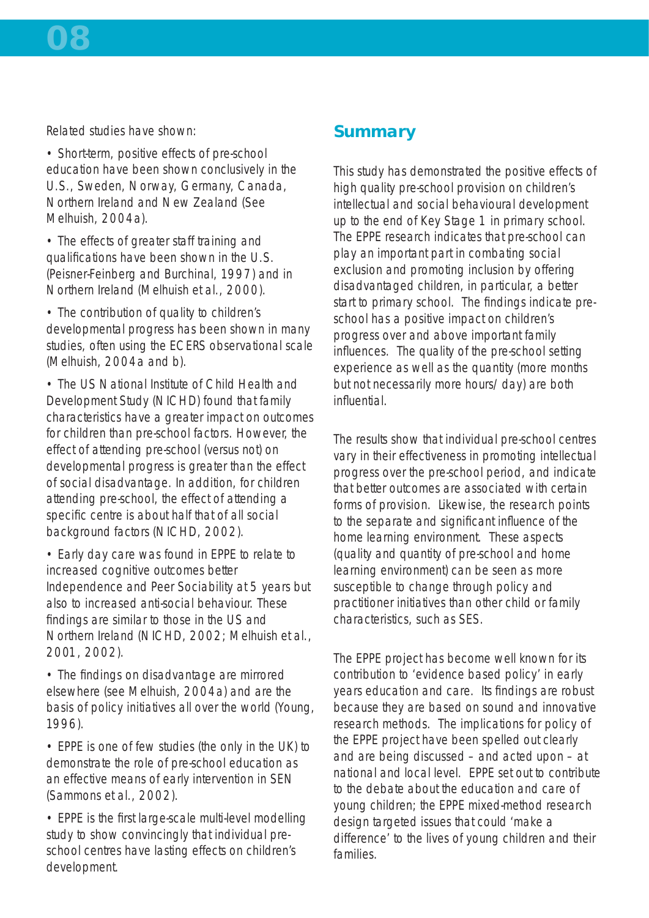Related studies have shown:

- Short-term, positive effects of pre-school education have been shown conclusively in the U.S., Sweden, Norway, Germany, Canada, Northern Ireland and New Zealand (See Melhuish, 2004a).
- The effects of greater staff training and qualifications have been shown in the U.S. (Peisner-Feinberg and Burchinal, 1997) and in Northern Ireland (Melhuish et al., 2000).
- The contribution of quality to children's developmental progress has been shown in many studies, often using the ECERS observational scale (Melhuish, 2004a and b).
- The US National Institute of Child Health and Development Study (NICHD) found that family characteristics have a greater impact on outcomes for children than pre-school factors. However, the effect of attending pre-school (versus not) on developmental progress is greater than the effect of social disadvantage. In addition, for children attending pre-school, the effect of attending a specific centre is about half that of all social background factors (NICHD, 2002).
- Early day care was found in EPPE to relate to increased cognitive outcomes better Independence and Peer Sociability at 5 years but also to increased anti-social behaviour. These findings are similar to those in the US and Northern Ireland (NICHD, 2002; Melhuish et al., 2001, 2002).
- The findings on disadvantage are mirrored elsewhere (see Melhuish, 2004a) and are the basis of policy initiatives all over the world (Young, 1996).
- EPPE is one of few studies (the only in the UK) to demonstrate the role of pre-school education as an effective means of early intervention in SEN (Sammons et al., 2002).
- EPPE is the first large-scale multi-level modelling study to show convincingly that individual pre-school centres have lasting effects on children's development.

## Summary

This study has demonstrated the positive effects of high quality pre-school provision on children's intellectual and social behavioural development up to the end of Key Stage 1 in primary school. The EPPE research indicates that pre-school can play an important part in combating social exclusion and promoting inclusion by offering disadvantaged children, in particular, a better start to primary school. The findings indicate pre-school has a positive impact on children's progress over and above important family influences. The quality of the pre-school setting experience as well as the quantity (more months but not necessarily more hours/ day) are both influential.

The results show that individual pre-school centres vary in their effectiveness in promoting intellectual progress over the pre-school period, and indicate that better outcomes are associated with certain forms of provision. Likewise, the research points to the separate and significant influence of the home learning environment. These aspects (quality and quantity of pre-school and home learning environment) can be seen as more susceptible to change through policy and practitioner initiatives than other child or family characteristics, such as SES.

The EPPE project has become well known for its contribution to 'evidence based policy' in early years education and care. Its findings are robust because they are based on sound and innovative research methods. The implications for policy of the EPPE project have been spelled out clearly and are being discussed – and acted upon – at national and local level. EPPE set out to contribute to the debate about the education and care of young children; the EPPE mixed-method research design targeted issues that could 'make a difference' to the lives of young children and their families.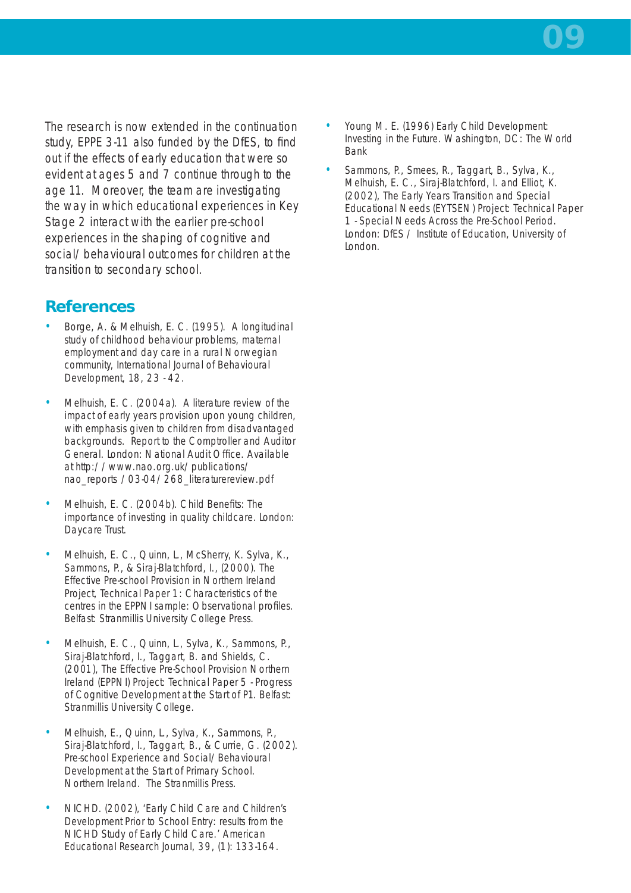The research is now extended in the continuation study, EPPE 3-11 also funded by the DfES, to find out if the effects of early education that were so evident at ages 5 and 7 continue through to the age 11. Moreover, the team are investigating the way in which educational experiences in Key Stage 2 interact with the earlier pre-school experiences in the shaping of cognitive and social/behavioural outcomes for children at the transition to secondary school.

## References

- Borge, A. & Melhuish, E. C. (1995). A longitudinal study of childhood behaviour problems, maternal employment and day care in a rural Norwegian community, International Journal of Behavioural Development, 18, 23 -42.
- Melhuish, E. C. (2004a). A literature review of the impact of early years provision upon young children, with emphasis given to children from disadvantaged backgrounds. Report to the Comptroller and Auditor General. London: National Audit Office. Available at http://www.nao.org.uk/publications/nao_reports/03-04/268_literaturereview.pdf
- Melhuish, E. C. (2004b). Child Benefits: The importance of investing in quality childcare. London: Daycare Trust.
- Melhuish, E. C., Quinn, L., McSherry, K. Sylva, K., Sammons, P., & Siraj-Blatchford, I., (2000). The Effective Pre-school Provision in Northern Ireland Project, Technical Paper 1: Characteristics of the centres in the EPPNI sample: Observational profiles. Belfast: Stranmillis University College Press.
- Melhuish, E. C., Quinn, L., Sylva, K., Sammons, P., Siraj-Blatchford, I., Taggart, B. and Shields, C. (2001), The Effective Pre-School Provision Northern Ireland (EPPNI) Project: Technical Paper 5 - Progress of Cognitive Development at the Start of P1. Belfast: Stranmillis University College.
- Melhuish, E., Quinn, L., Sylva, K., Sammons, P., Siraj-Blatchford, I., Taggart, B., & Currie, G. (2002). Pre-school Experience and Social/Behavioural Development at the Start of Primary School. Northern Ireland. The Stranmillis Press.
- NICHD. (2002), 'Early Child Care and Children's Development Prior to School Entry: results from the NICHD Study of Early Child Care.' American Educational Research Journal, 39, (1): 133-164.
- Young M. E. (1996) Early Child Development: Investing in the Future. Washington, DC: The World Bank
- Sammons, P., Smees, R., Taggart, B., Sylva, K., Melhuish, E. C., Siraj-Blatchford, I. and Elliot, K. (2002), The Early Years Transition and Special Educational Needs (EYTSEN) Project: Technical Paper 1 - Special Needs Across the Pre-School Period. London: DfES / Institute of Education, University of London.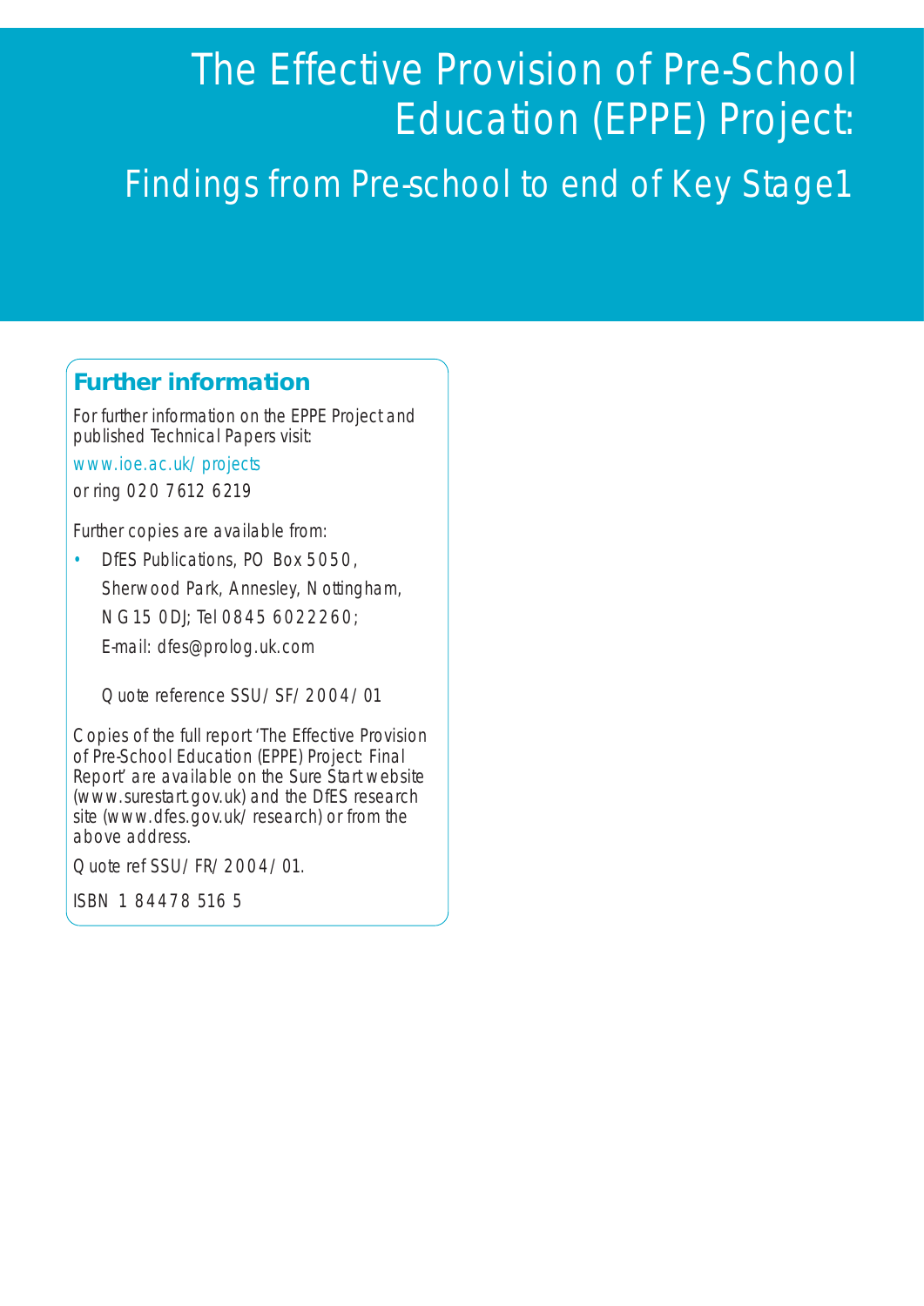# The Effective Provision of Pre-School Education (EPPE) Project:

## Findings from Pre-school to end of Key Stage1

### Further information

For further information on the EPPE Project and published Technical Papers visit:

www.ioe.ac.uk/projects

or ring 020 7612 6219

Further copies are available from:

- DfES Publications, PO Box 5050, Sherwood Park, Annesley, Nottingham, NG15 0DJ; Tel 0845 6022260; E-mail: dfes@prolog.uk.com

  Quote reference SSU/SF/2004/01

Copies of the full report 'The Effective Provision of Pre-School Education (EPPE) Project: Final Report' are available on the Sure Start website (www.surestart.gov.uk) and the DfES research site (www.dfes.gov.uk/research) or from the above address.

Quote ref SSU/FR/2004/01.

ISBN 1 84478 516 5